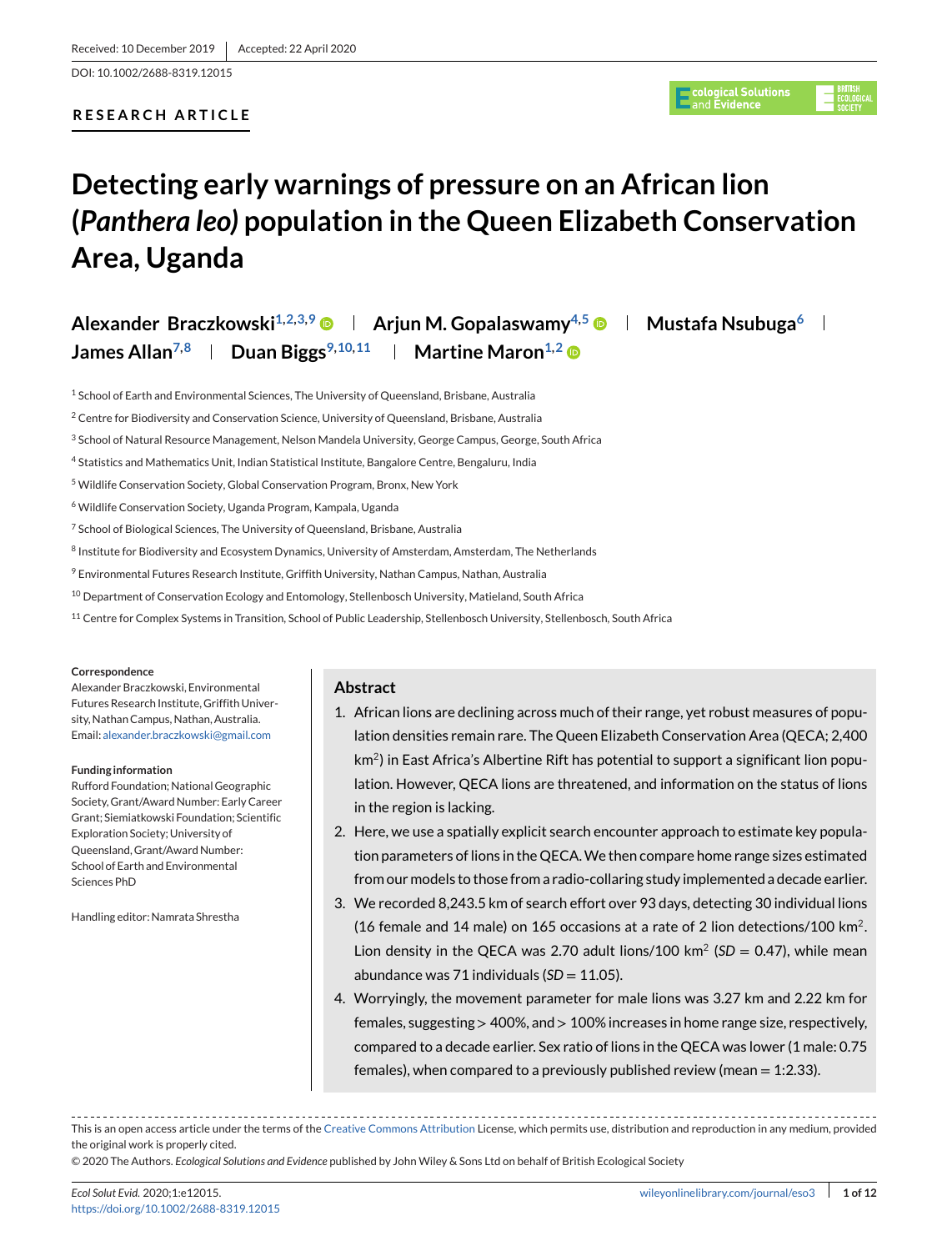Received: 10 December 2019 | Accepted: 22 April 2020

DOI: 10.1002/2688-8319.12015

RESEARCH ARTICLE

# Detecting early warnings of pressure on an African lion (*Panthera leo*) population in the Queen Elizabeth Conservation Area, Uganda

**Alexander Braczkowski**[1,2,3,9] | **Arjun M. Gopalaswamy**[4,5] | **Mustafa Nsubuga**[6] | **James Allan**[7,8] | **Duan Biggs**[9,10,11] | **Martine Maron**[1,2]

[1] School of Earth and Environmental Sciences, The University of Queensland, Brisbane, Australia

[2] Centre for Biodiversity and Conservation Science, University of Queensland, Brisbane, Australia

[3] School of Natural Resource Management, Nelson Mandela University, George Campus, George, South Africa

[4] Statistics and Mathematics Unit, Indian Statistical Institute, Bangalore Centre, Bengaluru, India

[5] Wildlife Conservation Society, Global Conservation Program, Bronx, New York

[6] Wildlife Conservation Society, Uganda Program, Kampala, Uganda

[7] School of Biological Sciences, The University of Queensland, Brisbane, Australia

[8] Institute for Biodiversity and Ecosystem Dynamics, University of Amsterdam, Amsterdam, The Netherlands

[9] Environmental Futures Research Institute, Griffith University, Nathan Campus, Nathan, Australia

[10] Department of Conservation Ecology and Entomology, Stellenbosch University, Matieland, South Africa

[11] Centre for Complex Systems in Transition, School of Public Leadership, Stellenbosch University, Stellenbosch, South Africa

**Correspondence**

Alexander Braczkowski, Environmental Futures Research Institute, Griffith University, Nathan Campus, Nathan, Australia.
Email: alexander.braczkowski@gmail.com

**Funding information**

Rufford Foundation; National Geographic Society, Grant/Award Number: Early Career Grant; Siemiatkowski Foundation; Scientific Exploration Society; University of Queensland, Grant/Award Number: School of Earth and Environmental Sciences PhD

Handling editor: Namrata Shrestha

## Abstract

1. African lions are declining across much of their range, yet robust measures of population densities remain rare. The Queen Elizabeth Conservation Area (QECA; 2,400 km$^2$) in East Africa's Albertine Rift has potential to support a significant lion population. However, QECA lions are threatened, and information on the status of lions in the region is lacking.
2. Here, we use a spatially explicit search encounter approach to estimate key population parameters of lions in the QECA. We then compare home range sizes estimated from our models to those from a radio-collaring study implemented a decade earlier.
3. We recorded 8,243.5 km of search effort over 93 days, detecting 30 individual lions (16 female and 14 male) on 165 occasions at a rate of 2 lion detections/100 km$^2$. Lion density in the QECA was 2.70 adult lions/100 km$^2$ (*SD* = 0.47), while mean abundance was 71 individuals (*SD* = 11.05).
4. Worryingly, the movement parameter for male lions was 3.27 km and 2.22 km for females, suggesting > 400%, and > 100% increases in home range size, respectively, compared to a decade earlier. Sex ratio of lions in the QECA was lower (1 male: 0.75 females), when compared to a previously published review (mean = 1:2.33).

This is an open access article under the terms of the Creative Commons Attribution License, which permits use, distribution and reproduction in any medium, provided the original work is properly cited.

© 2020 The Authors. *Ecological Solutions and Evidence* published by John Wiley & Sons Ltd on behalf of British Ecological Society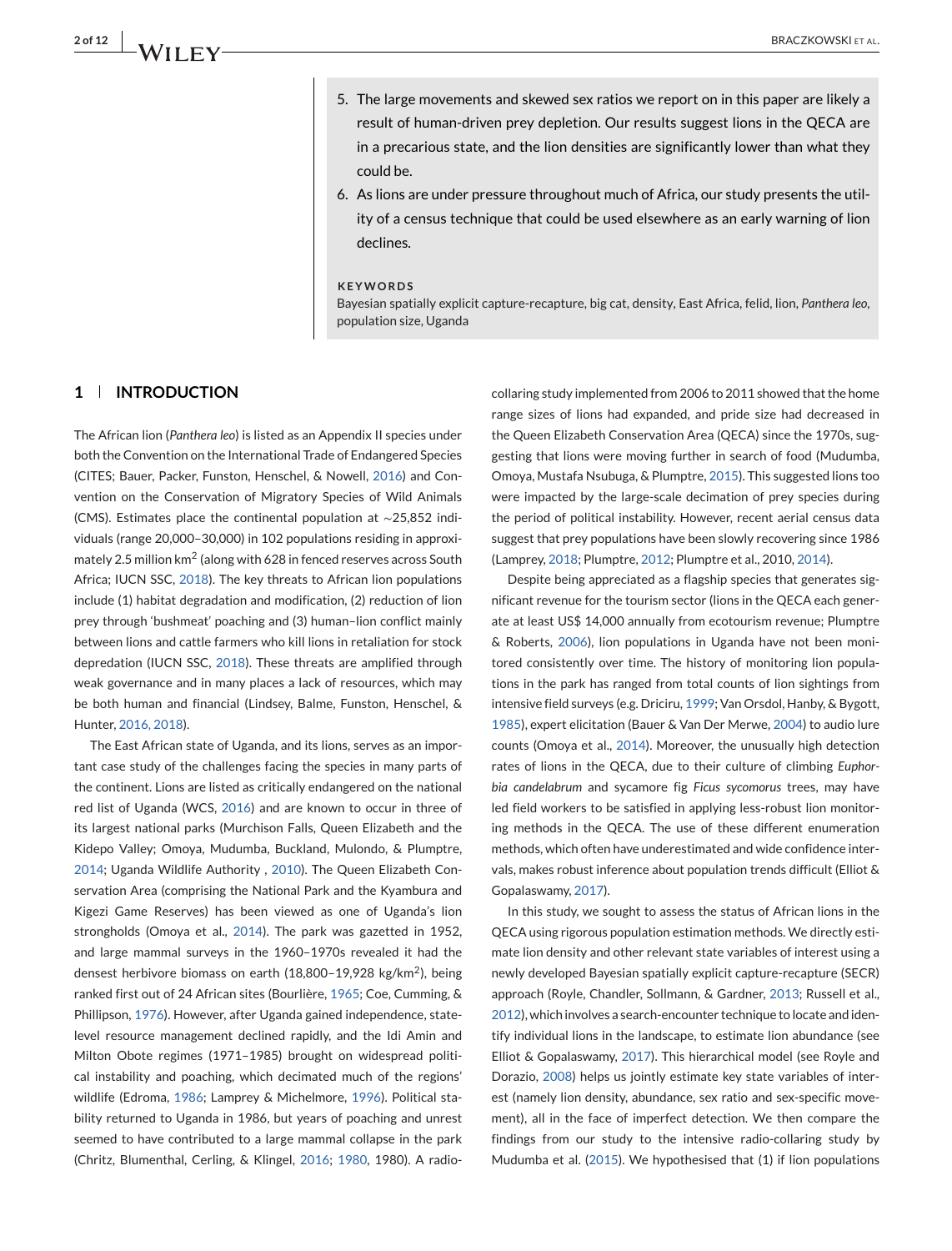5. The large movements and skewed sex ratios we report on in this paper are likely a result of human-driven prey depletion. Our results suggest lions in the QECA are in a precarious state, and the lion densities are significantly lower than what they could be.
6. As lions are under pressure throughout much of Africa, our study presents the utility of a census technique that could be used elsewhere as an early warning of lion declines.

**KEYWORDS**

Bayesian spatially explicit capture-recapture, big cat, density, East Africa, felid, lion, *Panthera leo*, population size, Uganda

## 1 | INTRODUCTION

The African lion (*Panthera leo*) is listed as an Appendix II species under both the Convention on the International Trade of Endangered Species (CITES; Bauer, Packer, Funston, Henschel, & Nowell, 2016) and Convention on the Conservation of Migratory Species of Wild Animals (CMS). Estimates place the continental population at ~25,852 individuals (range 20,000–30,000) in 102 populations residing in approximately 2.5 million km$^2$ (along with 628 in fenced reserves across South Africa; IUCN SSC, 2018). The key threats to African lion populations include (1) habitat degradation and modification, (2) reduction of lion prey through 'bushmeat' poaching and (3) human–lion conflict mainly between lions and cattle farmers who kill lions in retaliation for stock depredation (IUCN SSC, 2018). These threats are amplified through weak governance and in many places a lack of resources, which may be both human and financial (Lindsey, Balme, Funston, Henschel, & Hunter, 2016, 2018).

The East African state of Uganda, and its lions, serves as an important case study of the challenges facing the species in many parts of the continent. Lions are listed as critically endangered on the national red list of Uganda (WCS, 2016) and are known to occur in three of its largest national parks (Murchison Falls, Queen Elizabeth and the Kidepo Valley; Omoya, Mudumba, Buckland, Mulondo, & Plumptre, 2014; Uganda Wildlife Authority , 2010). The Queen Elizabeth Conservation Area (comprising the National Park and the Kyambura and Kigezi Game Reserves) has been viewed as one of Uganda's lion strongholds (Omoya et al., 2014). The park was gazetted in 1952, and large mammal surveys in the 1960–1970s revealed it had the densest herbivore biomass on earth (18,800–19,928 kg/km$^2$), being ranked first out of 24 African sites (Bourlière, 1965; Coe, Cumming, & Phillipson, 1976). However, after Uganda gained independence, state-level resource management declined rapidly, and the Idi Amin and Milton Obote regimes (1971–1985) brought on widespread political instability and poaching, which decimated much of the regions' wildlife (Edroma, 1986; Lamprey & Michelmore, 1996). Political stability returned to Uganda in 1986, but years of poaching and unrest seemed to have contributed to a large mammal collapse in the park (Chritz, Blumenthal, Cerling, & Klingel, 2016; 1980, 1980). A radio-collaring study implemented from 2006 to 2011 showed that the home range sizes of lions had expanded, and pride size had decreased in the Queen Elizabeth Conservation Area (QECA) since the 1970s, suggesting that lions were moving further in search of food (Mudumba, Omoya, Mustafa Nsubuga, & Plumptre, 2015). This suggested lions too were impacted by the large-scale decimation of prey species during the period of political instability. However, recent aerial census data suggest that prey populations have been slowly recovering since 1986 (Lamprey, 2018; Plumptre, 2012; Plumptre et al., 2010, 2014).

Despite being appreciated as a flagship species that generates significant revenue for the tourism sector (lions in the QECA each generate at least US$ 14,000 annually from ecotourism revenue; Plumptre & Roberts, 2006), lion populations in Uganda have not been monitored consistently over time. The history of monitoring lion populations in the park has ranged from total counts of lion sightings from intensive field surveys (e.g. Driciru, 1999; Van Orsdol, Hanby, & Bygott, 1985), expert elicitation (Bauer & Van Der Merwe, 2004) to audio lure counts (Omoya et al., 2014). Moreover, the unusually high detection rates of lions in the QECA, due to their culture of climbing *Euphorbia candelabrum* and sycamore fig *Ficus sycomorus* trees, may have led field workers to be satisfied in applying less-robust lion monitoring methods in the QECA. The use of these different enumeration methods, which often have underestimated and wide confidence intervals, makes robust inference about population trends difficult (Elliot & Gopalaswamy, 2017).

In this study, we sought to assess the status of African lions in the QECA using rigorous population estimation methods. We directly estimate lion density and other relevant state variables of interest using a newly developed Bayesian spatially explicit capture-recapture (SECR) approach (Royle, Chandler, Sollmann, & Gardner, 2013; Russell et al., 2012), which involves a search-encounter technique to locate and identify individual lions in the landscape, to estimate lion abundance (see Elliot & Gopalaswamy, 2017). This hierarchical model (see Royle and Dorazio, 2008) helps us jointly estimate key state variables of interest (namely lion density, abundance, sex ratio and sex-specific movement), all in the face of imperfect detection. We then compare the findings from our study to the intensive radio-collaring study by Mudumba et al. (2015). We hypothesised that (1) if lion populations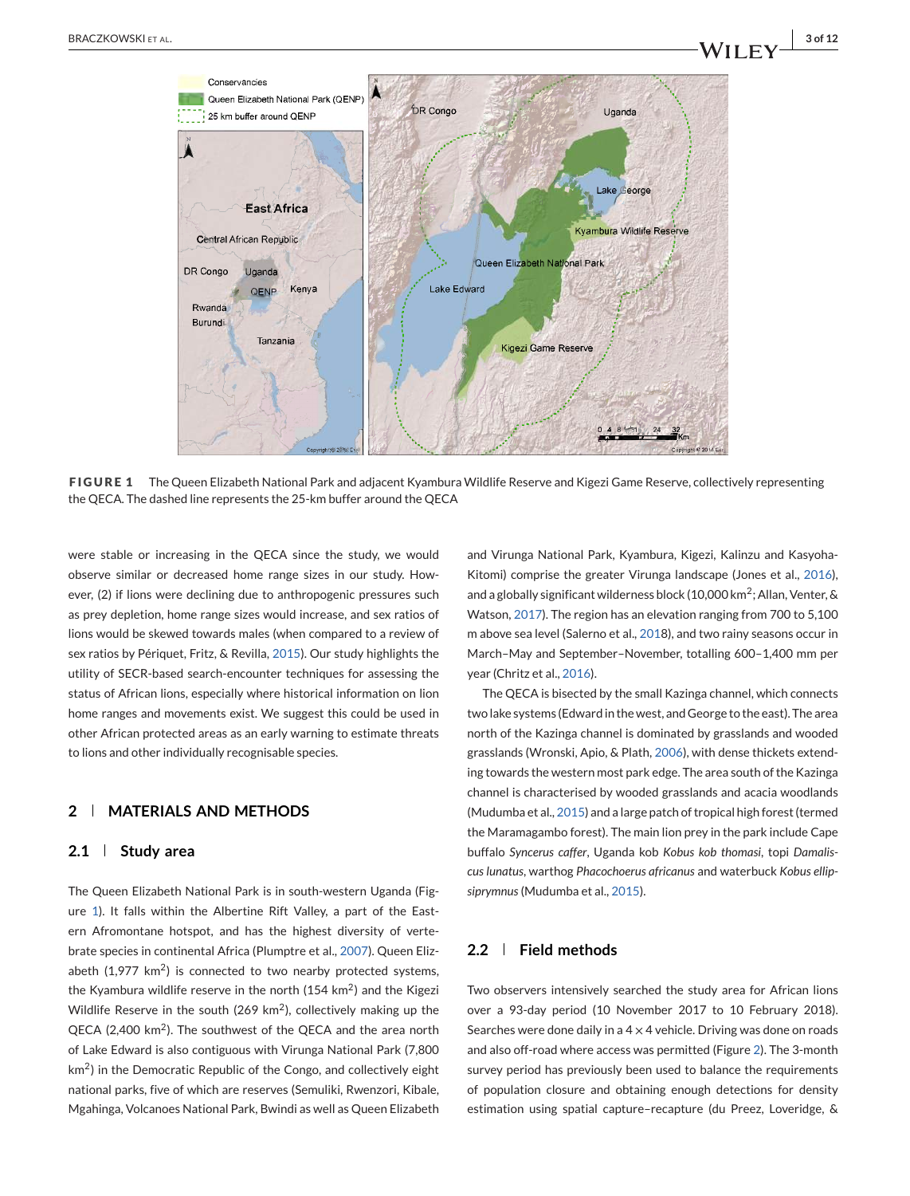**FIGURE 1** The Queen Elizabeth National Park and adjacent Kyambura Wildlife Reserve and Kigezi Game Reserve, collectively representing the QECA. The dashed line represents the 25-km buffer around the QECA

were stable or increasing in the QECA since the study, we would observe similar or decreased home range sizes in our study. However, (2) if lions were declining due to anthropogenic pressures such as prey depletion, home range sizes would increase, and sex ratios of lions would be skewed towards males (when compared to a review of sex ratios by Périquet, Fritz, & Revilla, 2015). Our study highlights the utility of SECR-based search-encounter techniques for assessing the status of African lions, especially where historical information on lion home ranges and movements exist. We suggest this could be used in other African protected areas as an early warning to estimate threats to lions and other individually recognisable species.

## 2 | MATERIALS AND METHODS

### 2.1 | Study area

The Queen Elizabeth National Park is in south-western Uganda (Figure 1). It falls within the Albertine Rift Valley, a part of the Eastern Afromontane hotspot, and has the highest diversity of vertebrate species in continental Africa (Plumptre et al., 2007). Queen Elizabeth (1,977 km$^2$) is connected to two nearby protected systems, the Kyambura wildlife reserve in the north (154 km$^2$) and the Kigezi Wildlife Reserve in the south (269 km$^2$), collectively making up the QECA (2,400 km$^2$). The southwest of the QECA and the area north of Lake Edward is also contiguous with Virunga National Park (7,800 km$^2$) in the Democratic Republic of the Congo, and collectively eight national parks, five of which are reserves (Semuliki, Rwenzori, Kibale, Mgahinga, Volcanoes National Park, Bwindi as well as Queen Elizabeth and Virunga National Park, Kyambura, Kigezi, Kalinzu and Kasyoha-Kitomi) comprise the greater Virunga landscape (Jones et al., 2016), and a globally significant wilderness block (10,000 km$^2$; Allan, Venter, & Watson, 2017). The region has an elevation ranging from 700 to 5,100 m above sea level (Salerno et al., 2018), and two rainy seasons occur in March–May and September–November, totalling 600–1,400 mm per year (Chritz et al., 2016).

The QECA is bisected by the small Kazinga channel, which connects two lake systems (Edward in the west, and George to the east). The area north of the Kazinga channel is dominated by grasslands and wooded grasslands (Wronski, Apio, & Plath, 2006), with dense thickets extending towards the western most park edge. The area south of the Kazinga channel is characterised by wooded grasslands and acacia woodlands (Mudumba et al., 2015) and a large patch of tropical high forest (termed the Maramagambo forest). The main lion prey in the park include Cape buffalo *Syncerus caffer*, Uganda kob *Kobus kob thomasi*, topi *Damaliscus lunatus*, warthog *Phacochoerus africanus* and waterbuck *Kobus ellipsiprymnus* (Mudumba et al., 2015).

### 2.2 | Field methods

Two observers intensively searched the study area for African lions over a 93-day period (10 November 2017 to 10 February 2018). Searches were done daily in a 4 × 4 vehicle. Driving was done on roads and also off-road where access was permitted (Figure 2). The 3-month survey period has previously been used to balance the requirements of population closure and obtaining enough detections for density estimation using spatial capture–recapture (du Preez, Loveridge, &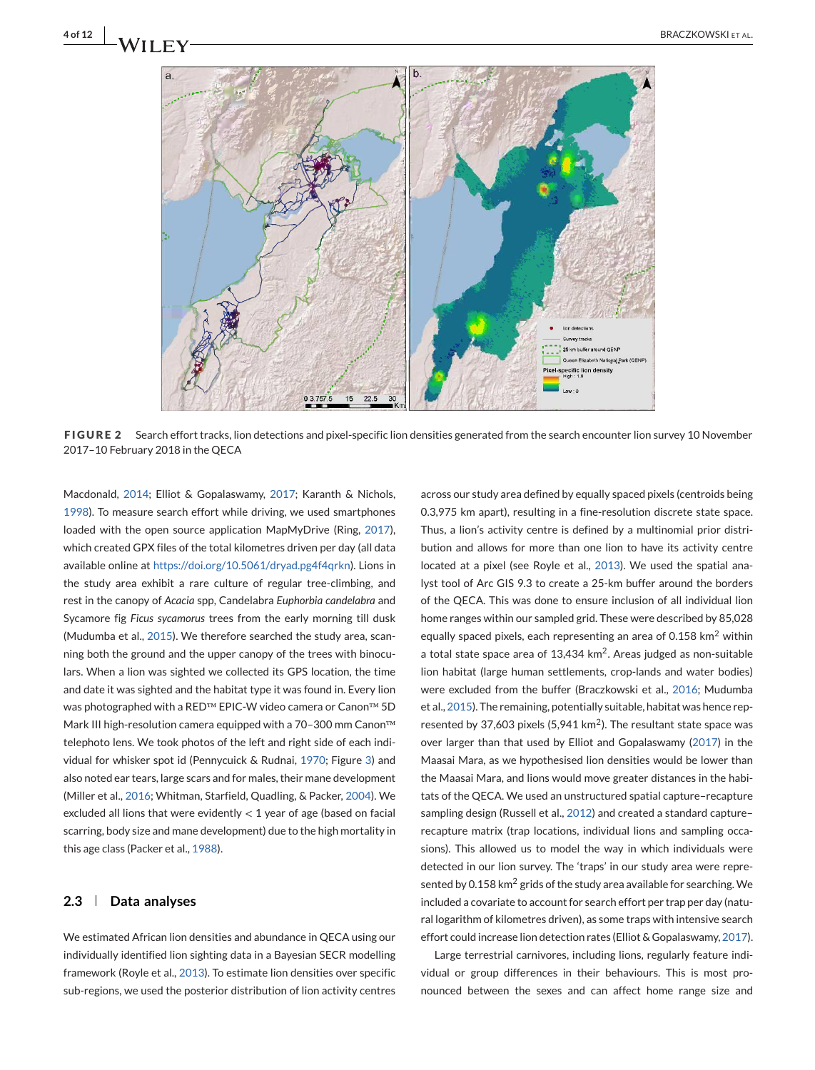**FIGURE 2** Search effort tracks, lion detections and pixel-specific lion densities generated from the search encounter lion survey 10 November 2017–10 February 2018 in the QECA

Macdonald, 2014; Elliot & Gopalaswamy, 2017; Karanth & Nichols, 1998). To measure search effort while driving, we used smartphones loaded with the open source application MapMyDrive (Ring, 2017), which created GPX files of the total kilometres driven per day (all data available online at https://doi.org/10.5061/dryad.pg4f4qrkn). Lions in the study area exhibit a rare culture of regular tree-climbing, and rest in the canopy of *Acacia* spp, Candelabra *Euphorbia candelabra* and Sycamore fig *Ficus sycamorus* trees from the early morning till dusk (Mudumba et al., 2015). We therefore searched the study area, scanning both the ground and the upper canopy of the trees with binoculars. When a lion was sighted we collected its GPS location, the time and date it was sighted and the habitat type it was found in. Every lion was photographed with a RED™ EPIC-W video camera or Canon™ 5D Mark III high-resolution camera equipped with a 70–300 mm Canon™ telephoto lens. We took photos of the left and right side of each individual for whisker spot id (Pennycuick & Rudnai, 1970; Figure 3) and also noted ear tears, large scars and for males, their mane development (Miller et al., 2016; Whitman, Starfield, Quadling, & Packer, 2004). We excluded all lions that were evidently < 1 year of age (based on facial scarring, body size and mane development) due to the high mortality in this age class (Packer et al., 1988).

## 2.3 | Data analyses

We estimated African lion densities and abundance in QECA using our individually identified lion sighting data in a Bayesian SECR modelling framework (Royle et al., 2013). To estimate lion densities over specific sub-regions, we used the posterior distribution of lion activity centres across our study area defined by equally spaced pixels (centroids being 0.3,975 km apart), resulting in a fine-resolution discrete state space. Thus, a lion's activity centre is defined by a multinomial prior distribution and allows for more than one lion to have its activity centre located at a pixel (see Royle et al., 2013). We used the spatial analyst tool of Arc GIS 9.3 to create a 25-km buffer around the borders of the QECA. This was done to ensure inclusion of all individual lion home ranges within our sampled grid. These were described by 85,028 equally spaced pixels, each representing an area of 0.158 km$^2$ within a total state space area of 13,434 km$^2$. Areas judged as non-suitable lion habitat (large human settlements, crop-lands and water bodies) were excluded from the buffer (Braczkowski et al., 2016; Mudumba et al., 2015). The remaining, potentially suitable, habitat was hence represented by 37,603 pixels (5,941 km$^2$). The resultant state space was over larger than that used by Elliot and Gopalaswamy (2017) in the Maasai Mara, as we hypothesised lion densities would be lower than the Maasai Mara, and lions would move greater distances in the habitats of the QECA. We used an unstructured spatial capture–recapture sampling design (Russell et al., 2012) and created a standard capture–recapture matrix (trap locations, individual lions and sampling occasions). This allowed us to model the way in which individuals were detected in our lion survey. The 'traps' in our study area were represented by 0.158 km$^2$ grids of the study area available for searching. We included a covariate to account for search effort per trap per day (natural logarithm of kilometres driven), as some traps with intensive search effort could increase lion detection rates (Elliot & Gopalaswamy, 2017).

Large terrestrial carnivores, including lions, regularly feature individual or group differences in their behaviours. This is most pronounced between the sexes and can affect home range size and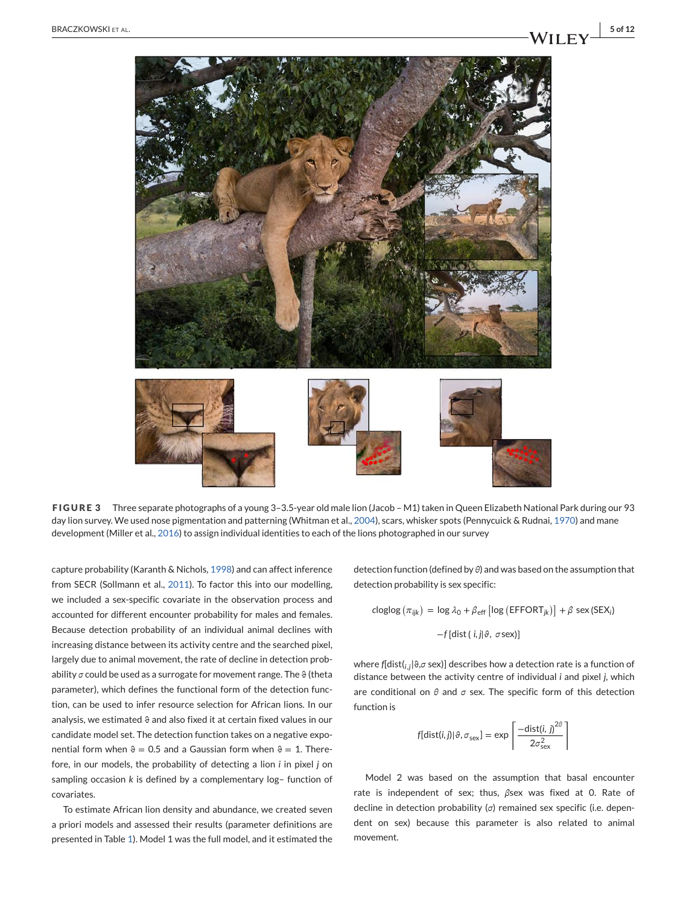**FIGURE 3** Three separate photographs of a young 3–3.5-year old male lion (Jacob – M1) taken in Queen Elizabeth National Park during our 93 day lion survey. We used nose pigmentation and patterning (Whitman et al., 2004), scars, whisker spots (Pennycuick & Rudnai, 1970) and mane development (Miller et al., 2016) to assign individual identities to each of the lions photographed in our survey

capture probability (Karanth & Nichols, 1998) and can affect inference from SECR (Sollmann et al., 2011). To factor this into our modelling, we included a sex-specific covariate in the observation process and accounted for different encounter probability for males and females. Because detection probability of an individual animal declines with increasing distance between its activity centre and the searched pixel, largely due to animal movement, the rate of decline in detection probability $\sigma$ could be used as a surrogate for movement range. The $\vartheta$ (theta parameter), which defines the functional form of the detection function, can be used to infer resource selection for African lions. In our analysis, we estimated $\vartheta$ and also fixed it at certain fixed values in our candidate model set. The detection function takes on a negative exponential form when $\vartheta = 0.5$ and a Gaussian form when $\vartheta = 1$. Therefore, in our models, the probability of detecting a lion $i$ in pixel $j$ on sampling occasion $k$ is defined by a complementary log– function of covariates.

To estimate African lion density and abundance, we created seven a priori models and assessed their results (parameter definitions are presented in Table 1). Model 1 was the full model, and it estimated the detection function (defined by $\theta$) and was based on the assumption that detection probability is sex specific:

$$\text{cloglog}\left(\pi_{ijk}\right) = \log \lambda_0 + \beta_{\text{eff}}\left[\log\left(\text{EFFORT}_{jk}\right)\right] + \beta\ \text{sex}\left(\text{SEX}_i\right)$$

$$-f\left[\text{dist}\left(i, j|\vartheta,\ \sigma\,\text{sex}\right)\right]$$

where $f[\text{dist}(_{i,j}|\vartheta,\sigma\ \text{sex})]$ describes how a detection rate is a function of distance between the activity centre of individual $i$ and pixel $j$, which are conditional on $\theta$ and $\sigma$ sex. The specific form of this detection function is

$$f[\text{dist}(i, j)|\vartheta, \sigma_{\text{sex}}] = \exp\left[\frac{-\text{dist}(i,\ j)^{2\theta}}{2\sigma^2_{\text{sex}}}\right]$$

Model 2 was based on the assumption that basal encounter rate is independent of sex; thus, $\beta$sex was fixed at 0. Rate of decline in detection probability ($\sigma$) remained sex specific (i.e. dependent on sex) because this parameter is also related to animal movement.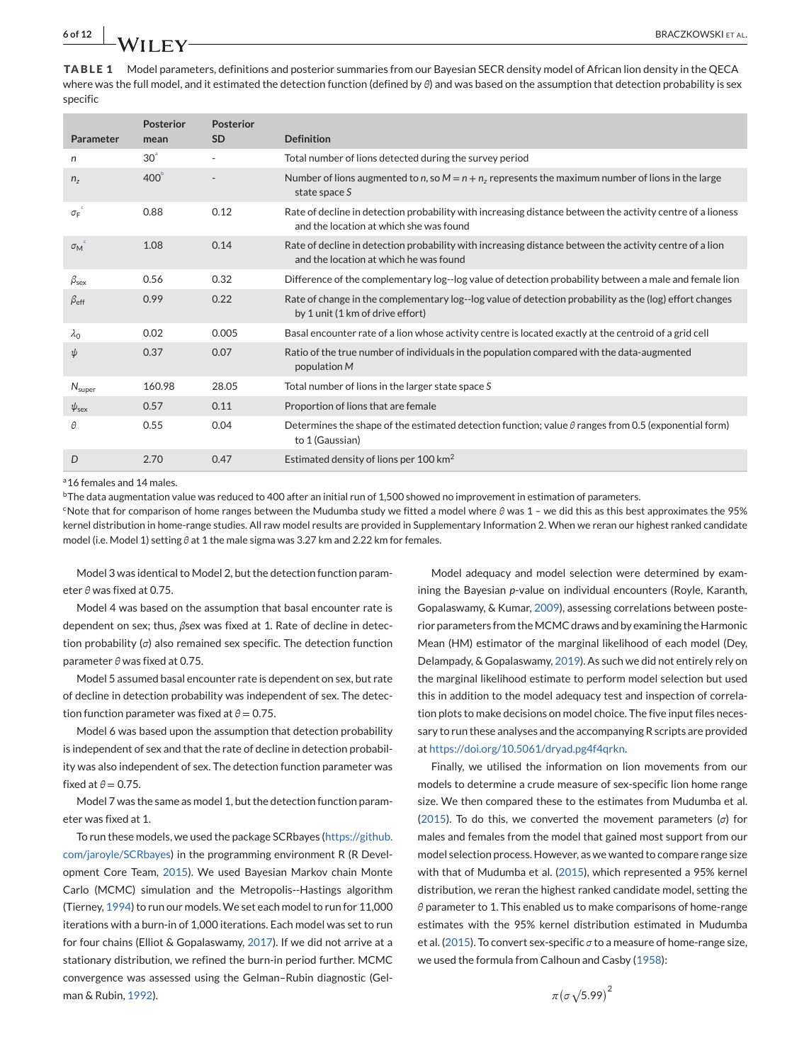**TABLE 1** Model parameters, definitions and posterior summaries from our Bayesian SECR density model of African lion density in the QECA where was the full model, and it estimated the detection function (defined by $\theta$) and was based on the assumption that detection probability is sex specific

| Parameter | Posterior mean | Posterior SD | Definition |
|---|---|---|---|
| $n$ | 30[a] | - | Total number of lions detected during the survey period |
| $n_z$ | 400[b] | - | Number of lions augmented to $n$, so $M = n + n_z$ represents the maximum number of lions in the large state space $S$ |
| $\sigma_F$[c] | 0.88 | 0.12 | Rate of decline in detection probability with increasing distance between the activity centre of a lioness and the location at which she was found |
| $\sigma_M$[c] | 1.08 | 0.14 | Rate of decline in detection probability with increasing distance between the activity centre of a lion and the location at which he was found |
| $\beta_{sex}$ | 0.56 | 0.32 | Difference of the complementary log--log value of detection probability between a male and female lion |
| $\beta_{eff}$ | 0.99 | 0.22 | Rate of change in the complementary log--log value of detection probability as the (log) effort changes by 1 unit (1 km of drive effort) |
| $\lambda_0$ | 0.02 | 0.005 | Basal encounter rate of a lion whose activity centre is located exactly at the centroid of a grid cell |
| $\psi$ | 0.37 | 0.07 | Ratio of the true number of individuals in the population compared with the data-augmented population $M$ |
| $N_{super}$ | 160.98 | 28.05 | Total number of lions in the larger state space $S$ |
| $\psi_{sex}$ | 0.57 | 0.11 | Proportion of lions that are female |
| $\theta$ | 0.55 | 0.04 | Determines the shape of the estimated detection function; value $\theta$ ranges from 0.5 (exponential form) to 1 (Gaussian) |
| $D$ | 2.70 | 0.47 | Estimated density of lions per 100 km$^2$ |

[a]16 females and 14 males.

[b]The data augmentation value was reduced to 400 after an initial run of 1,500 showed no improvement in estimation of parameters.

[c]Note that for comparison of home ranges between the Mudumba study we fitted a model where $\theta$ was 1 – we did this as this best approximates the 95% kernel distribution in home-range studies. All raw model results are provided in Supplementary Information 2. When we reran our highest ranked candidate model (i.e. Model 1) setting $\theta$ at 1 the male sigma was 3.27 km and 2.22 km for females.

Model 3 was identical to Model 2, but the detection function parameter $\theta$ was fixed at 0.75.

Model 4 was based on the assumption that basal encounter rate is dependent on sex; thus, $\beta$sex was fixed at 1. Rate of decline in detection probability ($\sigma$) also remained sex specific. The detection function parameter $\theta$ was fixed at 0.75.

Model 5 assumed basal encounter rate is dependent on sex, but rate of decline in detection probability was independent of sex. The detection function parameter was fixed at $\theta = 0.75$.

Model 6 was based upon the assumption that detection probability is independent of sex and that the rate of decline in detection probability was also independent of sex. The detection function parameter was fixed at $\theta = 0.75$.

Model 7 was the same as model 1, but the detection function parameter was fixed at 1.

To run these models, we used the package SCRbayes (https://github.com/jaroyle/SCRbayes) in the programming environment R (R Development Core Team, 2015). We used Bayesian Markov chain Monte Carlo (MCMC) simulation and the Metropolis--Hastings algorithm (Tierney, 1994) to run our models. We set each model to run for 11,000 iterations with a burn-in of 1,000 iterations. Each model was set to run for four chains (Elliot & Gopalaswamy, 2017). If we did not arrive at a stationary distribution, we refined the burn-in period further. MCMC convergence was assessed using the Gelman–Rubin diagnostic (Gelman & Rubin, 1992).

Model adequacy and model selection were determined by examining the Bayesian $p$-value on individual encounters (Royle, Karanth, Gopalaswamy, & Kumar, 2009), assessing correlations between posterior parameters from the MCMC draws and by examining the Harmonic Mean (HM) estimator of the marginal likelihood of each model (Dey, Delampady, & Gopalaswamy, 2019). As such we did not entirely rely on the marginal likelihood estimate to perform model selection but used this in addition to the model adequacy test and inspection of correlation plots to make decisions on model choice. The five input files necessary to run these analyses and the accompanying R scripts are provided at https://doi.org/10.5061/dryad.pg4f4qrkn.

Finally, we utilised the information on lion movements from our models to determine a crude measure of sex-specific lion home range size. We then compared these to the estimates from Mudumba et al. (2015). To do this, we converted the movement parameters ($\sigma$) for males and females from the model that gained most support from our model selection process. However, as we wanted to compare range size with that of Mudumba et al. (2015), which represented a 95% kernel distribution, we reran the highest ranked candidate model, setting the $\theta$ parameter to 1. This enabled us to make comparisons of home-range estimates with the 95% kernel distribution estimated in Mudumba et al. (2015). To convert sex-specific $\sigma$ to a measure of home-range size, we used the formula from Calhoun and Casby (1958):

$$\pi\left(\sigma\sqrt{5.99}\right)^2$$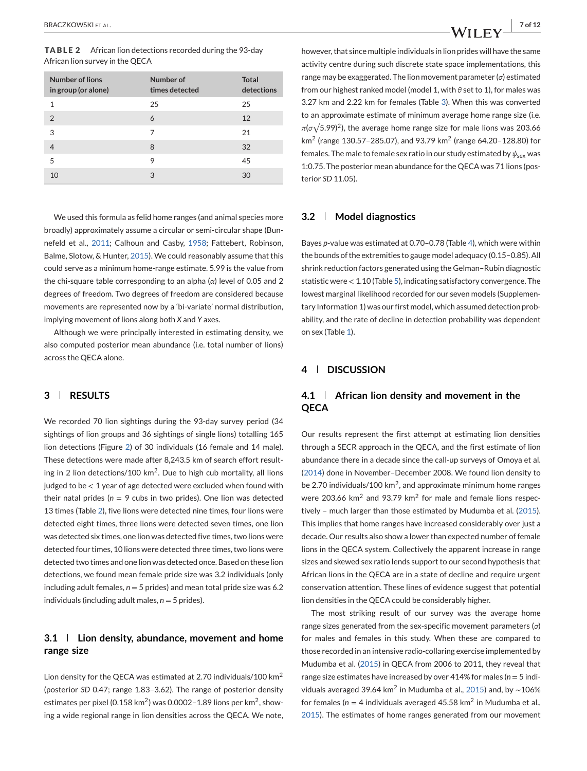**TABLE 2** African lion detections recorded during the 93-day African lion survey in the QECA

| Number of lions in group (or alone) | Number of times detected | Total detections |
|---|---|---|
| 1 | 25 | 25 |
| 2 | 6 | 12 |
| 3 | 7 | 21 |
| 4 | 8 | 32 |
| 5 | 9 | 45 |
| 10 | 3 | 30 |

We used this formula as felid home ranges (and animal species more broadly) approximately assume a circular or semi-circular shape (Bunnefeld et al., 2011; Calhoun and Casby, 1958; Fattebert, Robinson, Balme, Slotow, & Hunter, 2015). We could reasonably assume that this could serve as a minimum home-range estimate. 5.99 is the value from the chi-square table corresponding to an alpha ($\alpha$) level of 0.05 and 2 degrees of freedom. Two degrees of freedom are considered because movements are represented now by a 'bi-variate' normal distribution, implying movement of lions along both *X* and *Y* axes.

Although we were principally interested in estimating density, we also computed posterior mean abundance (i.e. total number of lions) across the QECA alone.

## 3 | RESULTS

We recorded 70 lion sightings during the 93-day survey period (34 sightings of lion groups and 36 sightings of single lions) totalling 165 lion detections (Figure 2) of 30 individuals (16 female and 14 male). These detections were made after 8,243.5 km of search effort resulting in 2 lion detections/100 km$^2$. Due to high cub mortality, all lions judged to be < 1 year of age detected were excluded when found with their natal prides ($n$ = 9 cubs in two prides). One lion was detected 13 times (Table 2), five lions were detected nine times, four lions were detected eight times, three lions were detected seven times, one lion was detected six times, one lion was detected five times, two lions were detected four times, 10 lions were detected three times, two lions were detected two times and one lion was detected once. Based on these lion detections, we found mean female pride size was 3.2 individuals (only including adult females, $n$ = 5 prides) and mean total pride size was 6.2 individuals (including adult males, $n$ = 5 prides).

### 3.1 | Lion density, abundance, movement and home range size

Lion density for the QECA was estimated at 2.70 individuals/100 km$^2$ (posterior *SD* 0.47; range 1.83–3.62). The range of posterior density estimates per pixel (0.158 km$^2$) was 0.0002–1.89 lions per km$^2$, showing a wide regional range in lion densities across the QECA. We note, however, that since multiple individuals in lion prides will have the same activity centre during such discrete state space implementations, this range may be exaggerated. The lion movement parameter ($\sigma$) estimated from our highest ranked model (model 1, with $\theta$ set to 1), for males was 3.27 km and 2.22 km for females (Table 3). When this was converted to an approximate estimate of minimum average home range size (i.e. $\pi(\sigma\sqrt{5.99})^2$), the average home range size for male lions was 203.66 km$^2$ (range 130.57–285.07), and 93.79 km$^2$ (range 64.20–128.80) for females. The male to female sex ratio in our study estimated by $\psi_{\text{sex}}$ was 1:0.75. The posterior mean abundance for the QECA was 71 lions (posterior *SD* 11.05).

### 3.2 | Model diagnostics

Bayes *p*-value was estimated at 0.70–0.78 (Table 4), which were within the bounds of the extremities to gauge model adequacy (0.15–0.85). All shrink reduction factors generated using the Gelman–Rubin diagnostic statistic were < 1.10 (Table 5), indicating satisfactory convergence. The lowest marginal likelihood recorded for our seven models (Supplementary Information 1) was our first model, which assumed detection probability, and the rate of decline in detection probability was dependent on sex (Table 1).

## 4 | DISCUSSION

### 4.1 | African lion density and movement in the QECA

Our results represent the first attempt at estimating lion densities through a SECR approach in the QECA, and the first estimate of lion abundance there in a decade since the call-up surveys of Omoya et al. (2014) done in November–December 2008. We found lion density to be 2.70 individuals/100 km$^2$, and approximate minimum home ranges were 203.66 km$^2$ and 93.79 km$^2$ for male and female lions respectively – much larger than those estimated by Mudumba et al. (2015). This implies that home ranges have increased considerably over just a decade. Our results also show a lower than expected number of female lions in the QECA system. Collectively the apparent increase in range sizes and skewed sex ratio lends support to our second hypothesis that African lions in the QECA are in a state of decline and require urgent conservation attention. These lines of evidence suggest that potential lion densities in the QECA could be considerably higher.

The most striking result of our survey was the average home range sizes generated from the sex-specific movement parameters ($\sigma$) for males and females in this study. When these are compared to those recorded in an intensive radio-collaring exercise implemented by Mudumba et al. (2015) in QECA from 2006 to 2011, they reveal that range size estimates have increased by over 414% for males ($n$ = 5 individuals averaged 39.64 km$^2$ in Mudumba et al., 2015) and, by ~106% for females ($n$ = 4 individuals averaged 45.58 km$^2$ in Mudumba et al., 2015). The estimates of home ranges generated from our movement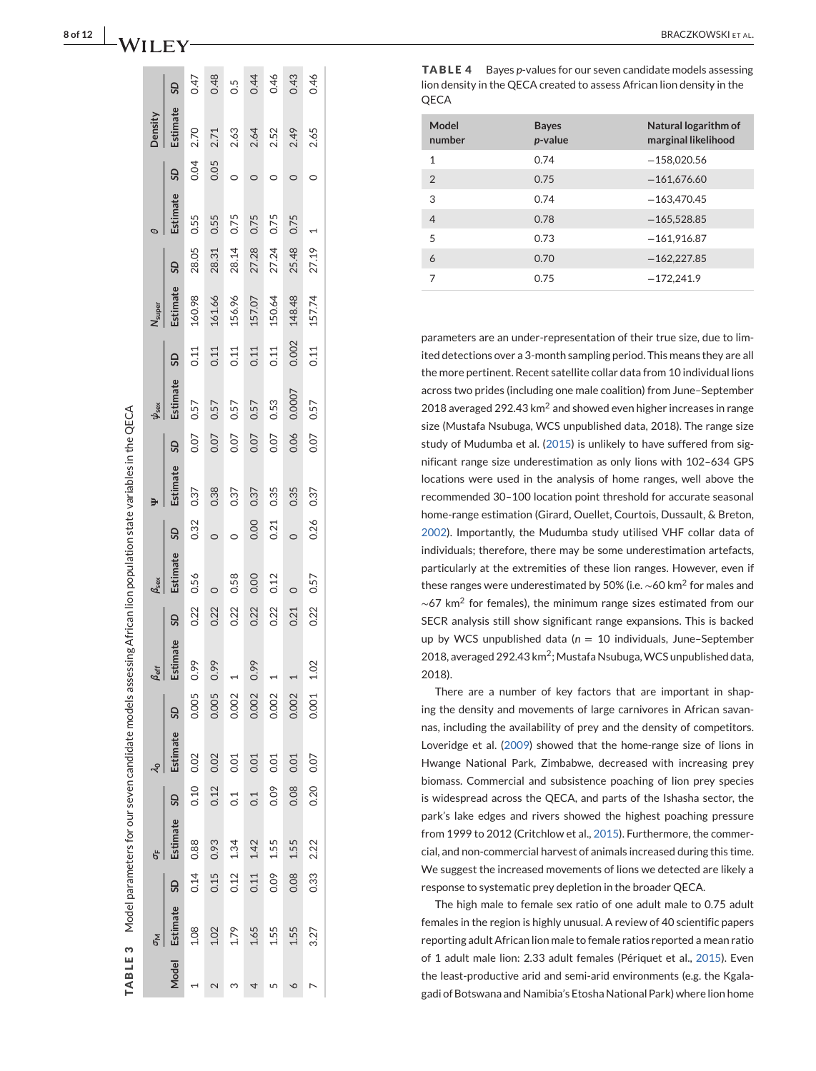**TABLE 3** Model parameters for our seven candidate models assessing African lion population state variables in the QECA

| | $\sigma_M$ | | $\sigma_F$ | | $\lambda_0$ | | $\beta_{eff}$ | | $\beta_{sex}$ | | $\Psi$ | | $\psi_{sex}$ | | $N_{super}$ | | $\theta$ | | Density | |
|---|---|---|---|---|---|---|---|---|---|---|---|---|---|---|---|---|---|---|---|---|
| Model | Estimate | SD | Estimate | SD | Estimate | SD | Estimate | SD | Estimate | SD | Estimate | SD | Estimate | SD | Estimate | SD | Estimate | SD | Estimate | SD |
| 1 | 1.08 | 0.14 | 0.88 | 0.10 | 0.02 | 0.005 | 0.99 | 0.22 | 0.56 | 0.32 | 0.37 | 0.07 | 0.57 | 0.11 | 160.98 | 28.05 | 0.55 | 0.04 | 2.70 | 0.47 |
| 2 | 1.02 | 0.15 | 0.93 | 0.12 | 0.02 | 0.005 | 0.99 | 0.22 | 0 | 0 | 0.38 | 0.07 | 0.57 | 0.11 | 161.66 | 28.31 | 0.55 | 0.05 | 2.71 | 0.48 |
| 3 | 1.79 | 0.12 | 1.34 | 0.1 | 0.01 | 0.002 | 1 | 0.22 | 0.58 | 0 | 0.37 | 0.07 | 0.57 | 0.11 | 156.96 | 28.14 | 0.75 | 0 | 2.63 | 0.5 |
| 4 | 1.65 | 0.11 | 1.42 | 0.1 | 0.01 | 0.002 | 0.99 | 0.22 | 0.00 | 0.00 | 0.37 | 0.07 | 0.57 | 0.11 | 157.07 | 27.28 | 0.75 | 0 | 2.64 | 0.44 |
| 5 | 1.55 | 0.09 | 1.55 | 0.09 | 0.01 | 0.002 | 1 | 0.22 | 0.12 | 0.21 | 0.35 | 0.07 | 0.53 | 0.11 | 150.64 | 27.24 | 0.75 | 0 | 2.52 | 0.46 |
| 6 | 1.55 | 0.08 | 1.55 | 0.08 | 0.01 | 0.002 | 1 | 0.21 | 0 | 0 | 0.35 | 0.06 | 0.0007 | 0.002 | 148.48 | 25.48 | 0.75 | 0 | 2.49 | 0.43 |
| 7 | 3.27 | 0.33 | 2.22 | 0.20 | 0.07 | 0.001 | 1.02 | 0.22 | 0.57 | 0.26 | 0.37 | 0.07 | 0.57 | 0.11 | 157.74 | 27.19 | 1 | 0 | 2.65 | 0.46 |

**TABLE 4** Bayes *p*-values for our seven candidate models assessing lion density in the QECA created to assess African lion density in the QECA

| Model number | Bayes *p*-value | Natural logarithm of marginal likelihood |
|---|---|---|
| 1 | 0.74 | −158,020.56 |
| 2 | 0.75 | −161,676.60 |
| 3 | 0.74 | −163,470.45 |
| 4 | 0.78 | −165,528.85 |
| 5 | 0.73 | −161,916.87 |
| 6 | 0.70 | −162,227.85 |
| 7 | 0.75 | −172,241.9 |

parameters are an under-representation of their true size, due to limited detections over a 3-month sampling period. This means they are all the more pertinent. Recent satellite collar data from 10 individual lions across two prides (including one male coalition) from June–September 2018 averaged 292.43 km$^2$ and showed even higher increases in range size (Mustafa Nsubuga, WCS unpublished data, 2018). The range size study of Mudumba et al. (2015) is unlikely to have suffered from significant range size underestimation as only lions with 102–634 GPS locations were used in the analysis of home ranges, well above the recommended 30–100 location point threshold for accurate seasonal home-range estimation (Girard, Ouellet, Courtois, Dussault, & Breton, 2002). Importantly, the Mudumba study utilised VHF collar data of individuals; therefore, there may be some underestimation artefacts, particularly at the extremities of these lion ranges. However, even if these ranges were underestimated by 50% (i.e. ~60 km$^2$ for males and ~67 km$^2$ for females), the minimum range sizes estimated from our SECR analysis still show significant range expansions. This is backed up by WCS unpublished data ($n$ = 10 individuals, June–September 2018, averaged 292.43 km$^2$; Mustafa Nsubuga, WCS unpublished data, 2018).

There are a number of key factors that are important in shaping the density and movements of large carnivores in African savannas, including the availability of prey and the density of competitors. Loveridge et al. (2009) showed that the home-range size of lions in Hwange National Park, Zimbabwe, decreased with increasing prey biomass. Commercial and subsistence poaching of lion prey species is widespread across the QECA, and parts of the Ishasha sector, the park's lake edges and rivers showed the highest poaching pressure from 1999 to 2012 (Critchlow et al., 2015). Furthermore, the commercial, and non-commercial harvest of animals increased during this time. We suggest the increased movements of lions we detected are likely a response to systematic prey depletion in the broader QECA.

The high male to female sex ratio of one adult male to 0.75 adult females in the region is highly unusual. A review of 40 scientific papers reporting adult African lion male to female ratios reported a mean ratio of 1 adult male lion: 2.33 adult females (Périquet et al., 2015). Even the least-productive arid and semi-arid environments (e.g. the Kgalagadi of Botswana and Namibia's Etosha National Park) where lion home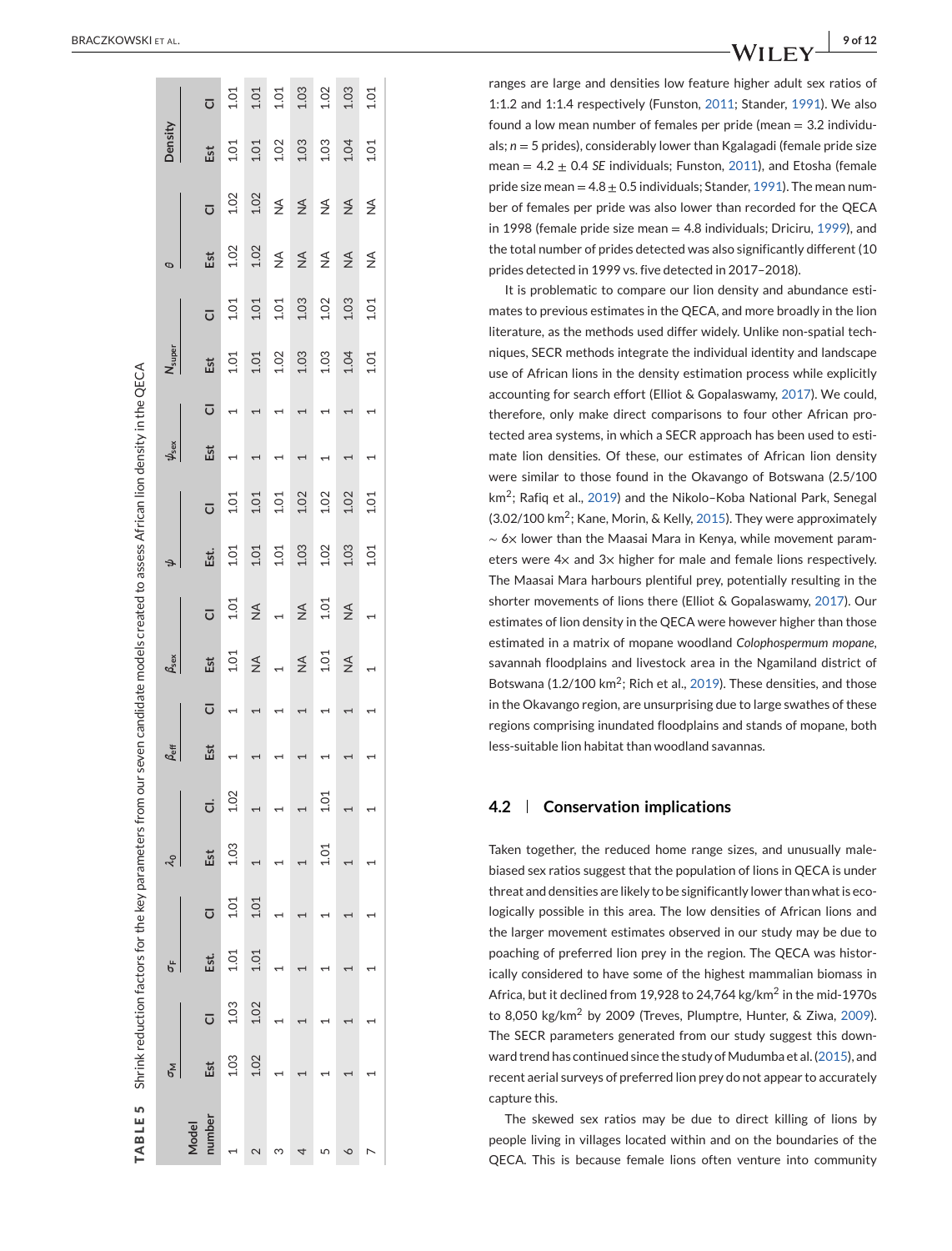**TABLE 5** Shrink reduction factors for the key parameters from our seven candidate models created to assess African lion density in the QECA

| Model number | $\sigma_M$ | | $\sigma_F$ | | $\lambda_0$ | | $\beta_{eff}$ | | $\beta_{sex}$ | | $\psi$ | | $\psi_{sex}$ | | $N_{super}$ | | $\theta$ | | Density | |
|---|---|---|---|---|---|---|---|---|---|---|---|---|---|---|---|---|---|---|---|---|
| | Est | CI | Est. | CI | Est | CI. | Est | CI | Est | CI | Est. | CI | Est | CI | Est | CI | Est | CI | Est | CI |
| 1 | 1.03 | 1.03 | 1.01 | 1.01 | 1.03 | 1.02 | 1 | 1 | 1.01 | 1.01 | 1.01 | 1.01 | 1 | 1 | 1.01 | 1.01 | 1.02 | 1.02 | 1.01 | 1.01 |
| 2 | 1.02 | 1.02 | 1.01 | 1.01 | 1 | 1 | 1 | 1 | NA | NA | 1.01 | 1.01 | 1 | 1 | 1.01 | 1.01 | 1.02 | 1.02 | 1.01 | 1.01 |
| 3 | 1 | 1 | 1 | 1 | 1 | 1 | 1 | 1 | 1 | 1 | 1.01 | 1.01 | 1 | 1 | 1.02 | 1.01 | NA | NA | 1.02 | 1.01 |
| 4 | 1 | 1 | 1 | 1 | 1 | 1 | 1 | 1 | NA | NA | 1.03 | 1.02 | 1 | 1 | 1.03 | 1.03 | NA | NA | 1.03 | 1.03 |
| 5 | 1 | 1 | 1 | 1 | 1.01 | 1.01 | 1 | 1 | 1.01 | 1.01 | 1.02 | 1.02 | 1 | 1 | 1.03 | 1.02 | NA | NA | 1.03 | 1.02 |
| 6 | 1 | 1 | 1 | 1 | 1 | 1 | 1 | 1 | NA | NA | 1.03 | 1.02 | 1 | 1 | 1.04 | 1.03 | NA | NA | 1.04 | 1.03 |
| 7 | 1 | 1 | 1 | 1 | 1 | 1 | 1 | 1 | 1 | 1 | 1.01 | 1.01 | 1 | 1 | 1.01 | 1.01 | NA | NA | 1.01 | 1.01 |

ranges are large and densities low feature higher adult sex ratios of 1:1.2 and 1:1.4 respectively (Funston, 2011; Stander, 1991). We also found a low mean number of females per pride (mean = 3.2 individuals; $n = 5$ prides), considerably lower than Kgalagadi (female pride size mean = 4.2 ± 0.4 *SE* individuals; Funston, 2011), and Etosha (female pride size mean = 4.8 ± 0.5 individuals; Stander, 1991). The mean number of females per pride was also lower than recorded for the QECA in 1998 (female pride size mean = 4.8 individuals; Driciru, 1999), and the total number of prides detected was also significantly different (10 prides detected in 1999 vs. five detected in 2017–2018).

It is problematic to compare our lion density and abundance estimates to previous estimates in the QECA, and more broadly in the lion literature, as the methods used differ widely. Unlike non-spatial techniques, SECR methods integrate the individual identity and landscape use of African lions in the density estimation process while explicitly accounting for search effort (Elliot & Gopalaswamy, 2017). We could, therefore, only make direct comparisons to four other African protected area systems, in which a SECR approach has been used to estimate lion densities. Of these, our estimates of African lion density were similar to those found in the Okavango of Botswana (2.5/100 km$^2$; Rafiq et al., 2019) and the Nikolo–Koba National Park, Senegal (3.02/100 km$^2$; Kane, Morin, & Kelly, 2015). They were approximately ~ 6× lower than the Maasai Mara in Kenya, while movement parameters were 4× and 3× higher for male and female lions respectively. The Maasai Mara harbours plentiful prey, potentially resulting in the shorter movements of lions there (Elliot & Gopalaswamy, 2017). Our estimates of lion density in the QECA were however higher than those estimated in a matrix of mopane woodland *Colophospermum mopane*, savannah floodplains and livestock area in the Ngamiland district of Botswana (1.2/100 km$^2$; Rich et al., 2019). These densities, and those in the Okavango region, are unsurprising due to large swathes of these regions comprising inundated floodplains and stands of mopane, both less-suitable lion habitat than woodland savannas.

### 4.2 | Conservation implications

Taken together, the reduced home range sizes, and unusually male-biased sex ratios suggest that the population of lions in QECA is under threat and densities are likely to be significantly lower than what is ecologically possible in this area. The low densities of African lions and the larger movement estimates observed in our study may be due to poaching of preferred lion prey in the region. The QECA was historically considered to have some of the highest mammalian biomass in Africa, but it declined from 19,928 to 24,764 kg/km$^2$ in the mid-1970s to 8,050 kg/km$^2$ by 2009 (Treves, Plumptre, Hunter, & Ziwa, 2009). The SECR parameters generated from our study suggest this downward trend has continued since the study of Mudumba et al. (2015), and recent aerial surveys of preferred lion prey do not appear to accurately capture this.

The skewed sex ratios may be due to direct killing of lions by people living in villages located within and on the boundaries of the QECA. This is because female lions often venture into community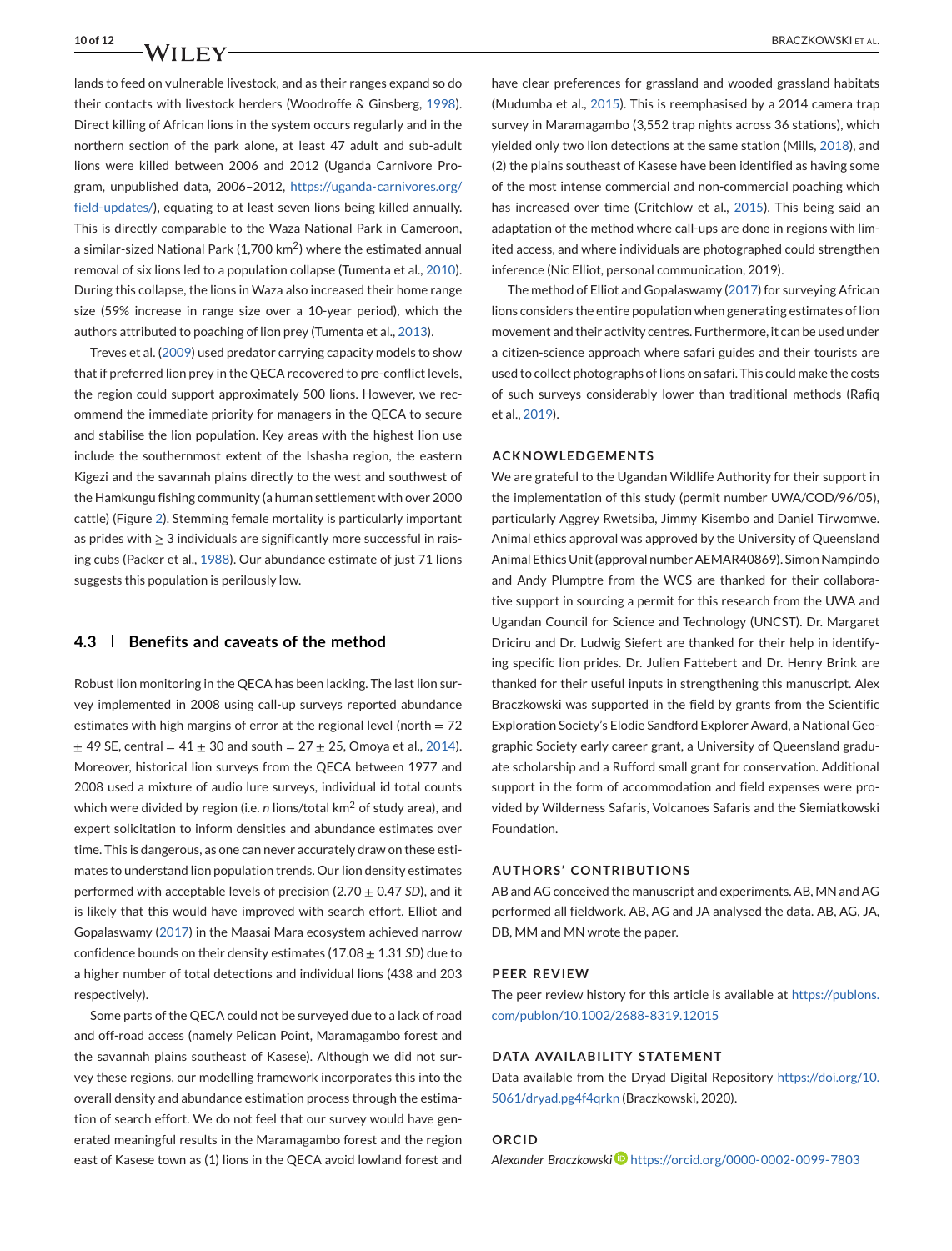lands to feed on vulnerable livestock, and as their ranges expand so do their contacts with livestock herders (Woodroffe & Ginsberg, 1998). Direct killing of African lions in the system occurs regularly and in the northern section of the park alone, at least 47 adult and sub-adult lions were killed between 2006 and 2012 (Uganda Carnivore Program, unpublished data, 2006–2012, https://uganda-carnivores.org/field-updates/), equating to at least seven lions being killed annually. This is directly comparable to the Waza National Park in Cameroon, a similar-sized National Park (1,700 km$^2$) where the estimated annual removal of six lions led to a population collapse (Tumenta et al., 2010). During this collapse, the lions in Waza also increased their home range size (59% increase in range size over a 10-year period), which the authors attributed to poaching of lion prey (Tumenta et al., 2013).

Treves et al. (2009) used predator carrying capacity models to show that if preferred lion prey in the QECA recovered to pre-conflict levels, the region could support approximately 500 lions. However, we recommend the immediate priority for managers in the QECA to secure and stabilise the lion population. Key areas with the highest lion use include the southernmost extent of the Ishasha region, the eastern Kigezi and the savannah plains directly to the west and southwest of the Hamkungu fishing community (a human settlement with over 2000 cattle) (Figure 2). Stemming female mortality is particularly important as prides with $\geq 3$ individuals are significantly more successful in raising cubs (Packer et al., 1988). Our abundance estimate of just 71 lions suggests this population is perilously low.

## 4.3 | Benefits and caveats of the method

Robust lion monitoring in the QECA has been lacking. The last lion survey implemented in 2008 using call-up surveys reported abundance estimates with high margins of error at the regional level (north = 72 $\pm$ 49 SE, central = 41 $\pm$ 30 and south = 27 $\pm$ 25, Omoya et al., 2014). Moreover, historical lion surveys from the QECA between 1977 and 2008 used a mixture of audio lure surveys, individual id total counts which were divided by region (i.e. $n$ lions/total km$^2$ of study area), and expert solicitation to inform densities and abundance estimates over time. This is dangerous, as one can never accurately draw on these estimates to understand lion population trends. Our lion density estimates performed with acceptable levels of precision (2.70 $\pm$ 0.47 *SD*), and it is likely that this would have improved with search effort. Elliot and Gopalaswamy (2017) in the Maasai Mara ecosystem achieved narrow confidence bounds on their density estimates (17.08 $\pm$ 1.31 *SD*) due to a higher number of total detections and individual lions (438 and 203 respectively).

Some parts of the QECA could not be surveyed due to a lack of road and off-road access (namely Pelican Point, Maramagambo forest and the savannah plains southeast of Kasese). Although we did not survey these regions, our modelling framework incorporates this into the overall density and abundance estimation process through the estimation of search effort. We do not feel that our survey would have generated meaningful results in the Maramagambo forest and the region east of Kasese town as (1) lions in the QECA avoid lowland forest and have clear preferences for grassland and wooded grassland habitats (Mudumba et al., 2015). This is reemphasised by a 2014 camera trap survey in Maramagambo (3,552 trap nights across 36 stations), which yielded only two lion detections at the same station (Mills, 2018), and (2) the plains southeast of Kasese have been identified as having some of the most intense commercial and non-commercial poaching which has increased over time (Critchlow et al., 2015). This being said an adaptation of the method where call-ups are done in regions with limited access, and where individuals are photographed could strengthen inference (Nic Elliot, personal communication, 2019).

The method of Elliot and Gopalaswamy (2017) for surveying African lions considers the entire population when generating estimates of lion movement and their activity centres. Furthermore, it can be used under a citizen-science approach where safari guides and their tourists are used to collect photographs of lions on safari. This could make the costs of such surveys considerably lower than traditional methods (Rafiq et al., 2019).

## ACKNOWLEDGEMENTS

We are grateful to the Ugandan Wildlife Authority for their support in the implementation of this study (permit number UWA/COD/96/05), particularly Aggrey Rwetsiba, Jimmy Kisembo and Daniel Tirwomwe. Animal ethics approval was approved by the University of Queensland Animal Ethics Unit (approval number AEMR40869). Simon Nampindo and Andy Plumptre from the WCS are thanked for their collaborative support in sourcing a permit for this research from the UWA and Ugandan Council for Science and Technology (UNCST). Dr. Margaret Driciru and Dr. Ludwig Siefert are thanked for their help in identifying specific lion prides. Dr. Julien Fattebert and Dr. Henry Brink are thanked for their useful inputs in strengthening this manuscript. Alex Braczkowski was supported in the field by grants from the Scientific Exploration Society's Elodie Sandford Explorer Award, a National Geographic Society early career grant, a University of Queensland graduate scholarship and a Rufford small grant for conservation. Additional support in the form of accommodation and field expenses were provided by Wilderness Safaris, Volcanoes Safaris and the Siemiatkowski Foundation.

## AUTHORS' CONTRIBUTIONS

AB and AG conceived the manuscript and experiments. AB, MN and AG performed all fieldwork. AB, AG and JA analysed the data. AB, AG, JA, DB, MM and MN wrote the paper.

## PEER REVIEW

The peer review history for this article is available at https://publons.com/publon/10.1002/2688-8319.12015

## DATA AVAILABILITY STATEMENT

Data available from the Dryad Digital Repository https://doi.org/10.5061/dryad.pg4f4qrkn (Braczkowski, 2020).

## ORCID

*Alexander Braczkowski* https://orcid.org/0000-0002-0099-7803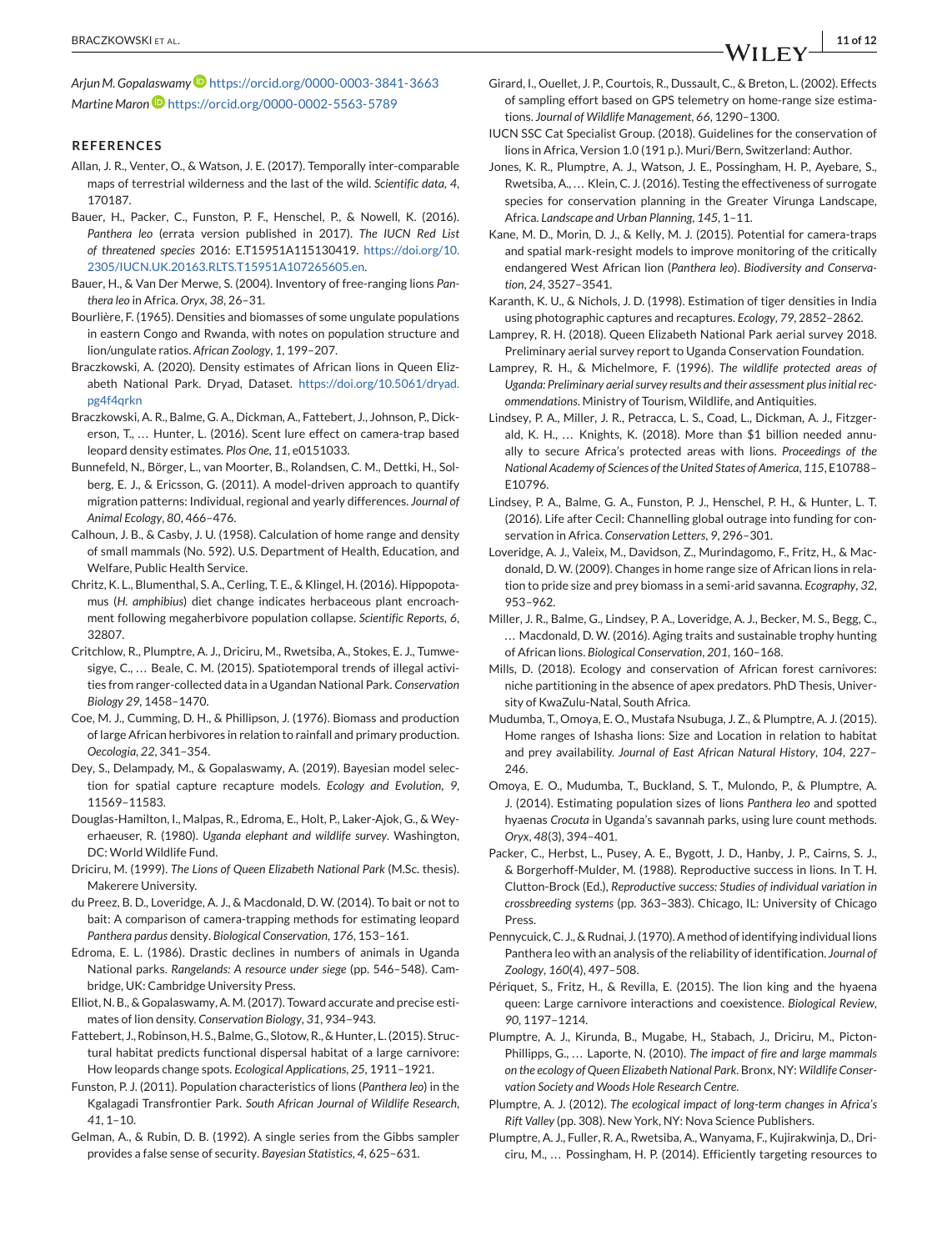Arjun M. Gopalaswamy https://orcid.org/0000-0003-3841-3663
Martine Maron https://orcid.org/0000-0002-5563-5789

## REFERENCES

Allan, J. R., Venter, O., & Watson, J. E. (2017). Temporally inter-comparable maps of terrestrial wilderness and the last of the wild. *Scientific data*, *4*, 170187.

Bauer, H., Packer, C., Funston, P. F., Henschel, P., & Nowell, K. (2016). *Panthera leo* (errata version published in 2017). *The IUCN Red List of threatened species* 2016: E.T15951A115130419. https://doi.org/10.2305/IUCN.UK.20163.RLTS.T15951A107265605.en.

Bauer, H., & Van Der Merwe, S. (2004). Inventory of free-ranging lions *Panthera leo* in Africa. *Oryx*, *38*, 26–31.

Bourlière, F. (1965). Densities and biomasses of some ungulate populations in eastern Congo and Rwanda, with notes on population structure and lion/ungulate ratios. *African Zoology*, *1*, 199–207.

Braczkowski, A. (2020). Density estimates of African lions in Queen Elizabeth National Park. Dryad, Dataset. https://doi.org/10.5061/dryad.pg4f4qrkn

Braczkowski, A. R., Balme, G. A., Dickman, A., Fattebert, J., Johnson, P., Dickerson, T., … Hunter, L. (2016). Scent lure effect on camera-trap based leopard density estimates. *Plos One*, *11*, e0151033.

Bunnefeld, N., Börger, L., van Moorter, B., Rolandsen, C. M., Dettki, H., Solberg, E. J., & Ericsson, G. (2011). A model-driven approach to quantify migration patterns: Individual, regional and yearly differences. *Journal of Animal Ecology*, *80*, 466–476.

Calhoun, J. B., & Casby, J. U. (1958). Calculation of home range and density of small mammals (No. 592). U.S. Department of Health, Education, and Welfare, Public Health Service.

Chritz, K. L., Blumenthal, S. A., Cerling, T. E., & Klingel, H. (2016). Hippopotamus (*H. amphibius*) diet change indicates herbaceous plant encroachment following megaherbivore population collapse. *Scientific Reports*, *6*, 32807.

Critchlow, R., Plumptre, A. J., Driciru, M., Rwetsiba, A., Stokes, E. J., Tumwesigye, C., … Beale, C. M. (2015). Spatiotemporal trends of illegal activities from ranger-collected data in a Ugandan National Park. *Conservation Biology 29*, 1458–1470.

Coe, M. J., Cumming, D. H., & Phillipson, J. (1976). Biomass and production of large African herbivores in relation to rainfall and primary production. *Oecologia*, *22*, 341–354.

Dey, S., Delampady, M., & Gopalaswamy, A. (2019). Bayesian model selection for spatial capture recapture models. *Ecology and Evolution*, *9*, 11569–11583.

Douglas-Hamilton, I., Malpas, R., Edroma, E., Holt, P., Laker-Ajok, G., & Weyerhaeuser, R. (1980). *Uganda elephant and wildlife survey*. Washington, DC: World Wildlife Fund.

Driciru, M. (1999). *The Lions of Queen Elizabeth National Park* (M.Sc. thesis). Makerere University.

du Preez, B. D., Loveridge, A. J., & Macdonald, D. W. (2014). To bait or not to bait: A comparison of camera-trapping methods for estimating leopard *Panthera pardus* density. *Biological Conservation*, *176*, 153–161.

Edroma, E. L. (1986). Drastic declines in numbers of animals in Uganda National parks. *Rangelands: A resource under siege* (pp. 546–548). Cambridge, UK: Cambridge University Press.

Elliot, N. B., & Gopalaswamy, A. M. (2017). Toward accurate and precise estimates of lion density. *Conservation Biology*, *31*, 934–943.

Fattebert, J., Robinson, H. S., Balme, G., Slotow, R., & Hunter, L. (2015). Structural habitat predicts functional dispersal habitat of a large carnivore: How leopards change spots. *Ecological Applications*, *25*, 1911–1921.

Funston, P. J. (2011). Population characteristics of lions (*Panthera leo*) in the Kgalagadi Transfrontier Park. *South African Journal of Wildlife Research*, *41*, 1–10.

Gelman, A., & Rubin, D. B. (1992). A single series from the Gibbs sampler provides a false sense of security. *Bayesian Statistics*, *4*, 625–631.

Girard, I., Ouellet, J. P., Courtois, R., Dussault, C., & Breton, L. (2002). Effects of sampling effort based on GPS telemetry on home-range size estimations. *Journal of Wildlife Management*, *66*, 1290–1300.

IUCN SSC Cat Specialist Group. (2018). Guidelines for the conservation of lions in Africa, Version 1.0 (191 p.). Muri/Bern, Switzerland: Author.

Jones, K. R., Plumptre, A. J., Watson, J. E., Possingham, H. P., Ayebare, S., Rwetsiba, A., … Klein, C. J. (2016). Testing the effectiveness of surrogate species for conservation planning in the Greater Virunga Landscape, Africa. *Landscape and Urban Planning*, *145*, 1–11.

Kane, M. D., Morin, D. J., & Kelly, M. J. (2015). Potential for camera-traps and spatial mark-resight models to improve monitoring of the critically endangered West African lion (*Panthera leo*). *Biodiversity and Conservation*, *24*, 3527–3541.

Karanth, K. U., & Nichols, J. D. (1998). Estimation of tiger densities in India using photographic captures and recaptures. *Ecology*, *79*, 2852–2862.

Lamprey, R. H. (2018). Queen Elizabeth National Park aerial survey 2018. Preliminary aerial survey report to Uganda Conservation Foundation.

Lamprey, R. H., & Michelmore, F. (1996). *The wildlife protected areas of Uganda: Preliminary aerial survey results and their assessment plus initial recommendations*. Ministry of Tourism, Wildlife, and Antiquities.

Lindsey, P. A., Miller, J. R., Petracca, L. S., Coad, L., Dickman, A. J., Fitzgerald, K. H., … Knights, K. (2018). More than $1 billion needed annually to secure Africa's protected areas with lions. *Proceedings of the National Academy of Sciences of the United States of America*, *115*, E10788–E10796.

Lindsey, P. A., Balme, G. A., Funston, P. J., Henschel, P. H., & Hunter, L. T. (2016). Life after Cecil: Channelling global outrage into funding for conservation in Africa. *Conservation Letters*, *9*, 296–301.

Loveridge, A. J., Valeix, M., Davidson, Z., Murindagomo, F., Fritz, H., & Macdonald, D. W. (2009). Changes in home range size of African lions in relation to pride size and prey biomass in a semi-arid savanna. *Ecography*, *32*, 953–962.

Miller, J. R., Balme, G., Lindsey, P. A., Loveridge, A. J., Becker, M. S., Begg, C., … Macdonald, D. W. (2016). Aging traits and sustainable trophy hunting of African lions. *Biological Conservation*, *201*, 160–168.

Mills, D. (2018). Ecology and conservation of African forest carnivores: niche partitioning in the absence of apex predators. PhD Thesis, University of KwaZulu-Natal, South Africa.

Mudumba, T., Omoya, E. O., Mustafa Nsubuga, J. Z., & Plumptre, A. J. (2015). Home ranges of Ishasha lions: Size and Location in relation to habitat and prey availability. *Journal of East African Natural History*, *104*, 227–246.

Omoya, E. O., Mudumba, T., Buckland, S. T., Mulondo, P., & Plumptre, A. J. (2014). Estimating population sizes of lions *Panthera leo* and spotted hyaenas *Crocuta* in Uganda's savannah parks, using lure count methods. *Oryx*, *48*(3), 394–401.

Packer, C., Herbst, L., Pusey, A. E., Bygott, J. D., Hanby, J. P., Cairns, S. J., & Borgerhoff-Mulder, M. (1988). Reproductive success in lions. In T. H. Clutton-Brock (Ed.), *Reproductive success: Studies of individual variation in crossbreeding systems* (pp. 363–383). Chicago, IL: University of Chicago Press.

Pennycuick, C. J., & Rudnai, J. (1970). A method of identifying individual lions Panthera leo with an analysis of the reliability of identification. *Journal of Zoology*, *160*(4), 497–508.

Périquet, S., Fritz, H., & Revilla, E. (2015). The lion king and the hyaena queen: Large carnivore interactions and coexistence. *Biological Review*, *90*, 1197–1214.

Plumptre, A. J., Kirunda, B., Mugabe, H., Stabach, J., Driciru, M., Picton-Phillipps, G., … Laporte, N. (2010). *The impact of fire and large mammals on the ecology of Queen Elizabeth National Park*. Bronx, NY: *Wildlife Conservation Society and Woods Hole Research Centre*.

Plumptre, A. J. (2012). *The ecological impact of long-term changes in Africa's Rift Valley* (pp. 308). New York, NY: Nova Science Publishers.

Plumptre, A. J., Fuller, R. A., Rwetsiba, A., Wanyama, F., Kujirakwinja, D., Driciru, M., … Possingham, H. P. (2014). Efficiently targeting resources to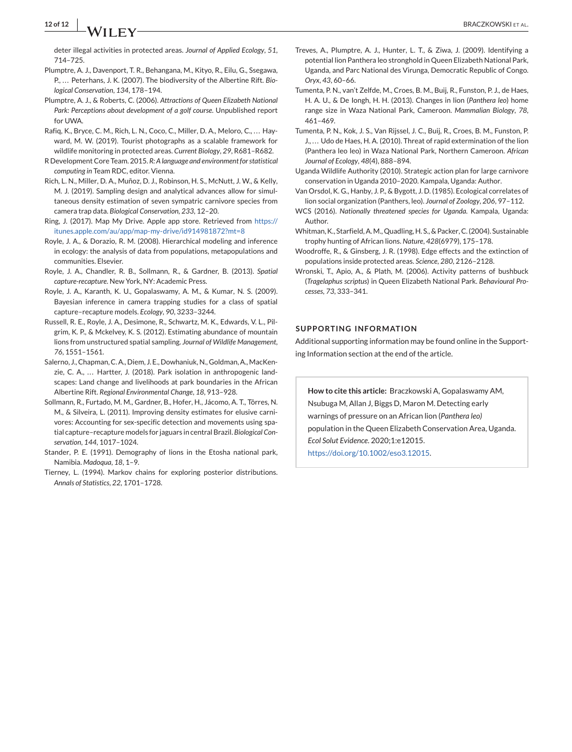deter illegal activities in protected areas. *Journal of Applied Ecology*, *51*, 714–725.

Plumptre, A. J., Davenport, T. R., Behangana, M., Kityo, R., Eilu, G., Ssegawa, P., … Peterhans, J. K. (2007). The biodiversity of the Albertine Rift. *Biological Conservation*, *134*, 178–194.

Plumptre, A. J., & Roberts, C. (2006). *Attractions of Queen Elizabeth National Park: Perceptions about development of a golf course.* Unpublished report for UWA.

Rafiq, K., Bryce, C. M., Rich, L. N., Coco, C., Miller, D. A., Meloro, C., … Hayward, M. W. (2019). Tourist photographs as a scalable framework for wildlife monitoring in protected areas. *Current Biology*, *29*, R681–R682.

R Development Core Team. 2015. *R: A language and environment for statistical computing in* Team RDC, editor. Vienna.

Rich, L. N., Miller, D. A., Muñoz, D. J., Robinson, H. S., McNutt, J. W., & Kelly, M. J. (2019). Sampling design and analytical advances allow for simultaneous density estimation of seven sympatric carnivore species from camera trap data. *Biological Conservation*, *233*, 12–20.

Ring, J. (2017). Map My Drive. Apple app store. Retrieved from https://itunes.apple.com/au/app/map-my-drive/id914981872?mt=8

Royle, J. A., & Dorazio, R. M. (2008). Hierarchical modeling and inference in ecology: the analysis of data from populations, metapopulations and communities. Elsevier.

Royle, J. A., Chandler, R. B., Sollmann, R., & Gardner, B. (2013). *Spatial capture-recapture*. New York, NY: Academic Press.

Royle, J. A., Karanth, K. U., Gopalaswamy, A. M., & Kumar, N. S. (2009). Bayesian inference in camera trapping studies for a class of spatial capture–recapture models. *Ecology*, *90*, 3233–3244.

Russell, R. E., Royle, J. A., Desimone, R., Schwartz, M. K., Edwards, V. L., Pilgrim, K. P., & Mckelvey, K. S. (2012). Estimating abundance of mountain lions from unstructured spatial sampling. *Journal of Wildlife Management*, *76*, 1551–1561.

Salerno, J., Chapman, C. A., Diem, J. E., Dowhaniuk, N., Goldman, A., MacKenzie, C. A., … Hartter, J. (2018). Park isolation in anthropogenic landscapes: Land change and livelihoods at park boundaries in the African Albertine Rift. *Regional Environmental Change*, *18*, 913–928.

Sollmann, R., Furtado, M. M., Gardner, B., Hofer, H., Jácomo, A. T., Tôrres, N. M., & Silveira, L. (2011). Improving density estimates for elusive carnivores: Accounting for sex-specific detection and movements using spatial capture–recapture models for jaguars in central Brazil. *Biological Conservation*, *144*, 1017–1024.

Stander, P. E. (1991). Demography of lions in the Etosha national park, Namibia. *Madoqua*, *18*, 1–9.

Tierney, L. (1994). Markov chains for exploring posterior distributions. *Annals of Statistics*, *22*, 1701–1728.

Treves, A., Plumptre, A. J., Hunter, L. T., & Ziwa, J. (2009). Identifying a potential lion Panthera leo stronghold in Queen Elizabeth National Park, Uganda, and Parc National des Virunga, Democratic Republic of Congo. *Oryx*, *43*, 60–66.

Tumenta, P. N., van't Zelfde, M., Croes, B. M., Buij, R., Funston, P. J., de Haes, H. A. U., & De Iongh, H. H. (2013). Changes in lion (*Panthera leo*) home range size in Waza National Park, Cameroon. *Mammalian Biology*, *78*, 461–469.

Tumenta, P. N., Kok, J. S., Van Rijssel, J. C., Buij, R., Croes, B. M., Funston, P. J., … Udo de Haes, H. A. (2010). Threat of rapid extermination of the lion (Panthera leo leo) in Waza National Park, Northern Cameroon. *African Journal of Ecology*, *48*(4), 888–894.

Uganda Wildlife Authority (2010). Strategic action plan for large carnivore conservation in Uganda 2010–2020. Kampala, Uganda: Author.

Van Orsdol, K. G., Hanby, J. P., & Bygott, J. D. (1985). Ecological correlates of lion social organization (Panthers, leo). *Journal of Zoology*, *206*, 97–112.

WCS (2016). *Nationally threatened species for Uganda*. Kampala, Uganda: Author.

Whitman, K., Starfield, A. M., Quadling, H. S., & Packer, C. (2004). Sustainable trophy hunting of African lions. *Nature*, *428*(6979), 175–178.

Woodroffe, R., & Ginsberg, J. R. (1998). Edge effects and the extinction of populations inside protected areas. *Science*, *280*, 2126–2128.

Wronski, T., Apio, A., & Plath, M. (2006). Activity patterns of bushbuck (*Tragelaphus scriptus*) in Queen Elizabeth National Park. *Behavioural Processes*, *73*, 333–341.

## SUPPORTING INFORMATION

Additional supporting information may be found online in the Supporting Information section at the end of the article.

**How to cite this article:** Braczkowski A, Gopalaswamy AM, Nsubuga M, Allan J, Biggs D, Maron M. Detecting early warnings of pressure on an African lion (*Panthera leo)* population in the Queen Elizabeth Conservation Area, Uganda. *Ecol Solut Evidence*. 2020;1:e12015. https://doi.org/10.1002/eso3.12015.